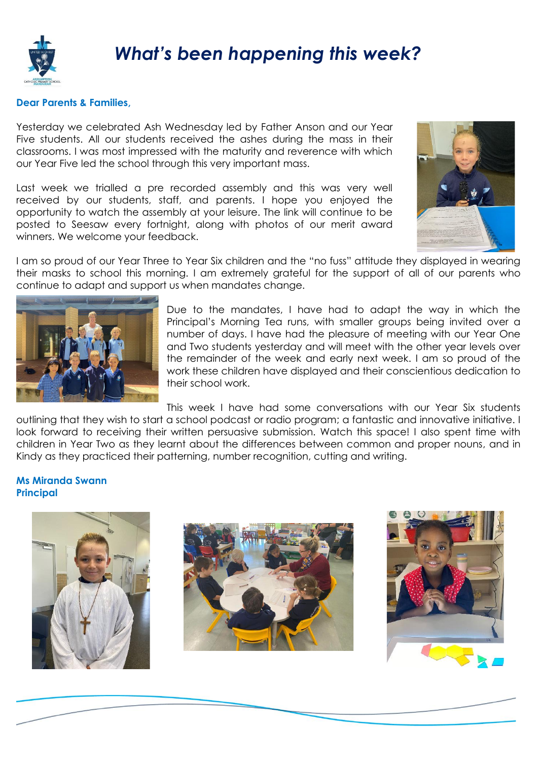// What's been happening this week?

**Dear Parents & Families,**

Yesterday we celebrated Ash Wednesday led by Father Anson and our Year Five students. All our students received the ashes during the mass in their classrooms. I was most impressed with the maturity and reverence with which our Year Five led the school through this very important mass.

Last week we trialled a pre recorded assembly and this was very well received by our students, staff, and parents. I hope you enjoyed the opportunity to watch the assembly at your leisure. The link will continue to be posted to Seesaw every fortnight, along with photos of our merit award winners. We welcome your feedback.

I am so proud of our Year Three to Year Six children and the "no fuss" attitude they displayed in wearing their masks to school this morning. I am extremely grateful for the support of all of our parents who continue to adapt and support us when mandates change.

Due to the mandates, I have had to adapt the way in which the Principal's Morning Tea runs, with smaller groups being invited over a number of days. I have had the pleasure of meeting with our Year One and Two students yesterday and will meet with the other year levels over the remainder of the week and early next week. I am so proud of the work these children have displayed and their conscientious dedication to their school work.

This week I have had some conversations with our Year Six students outlining that they wish to start a school podcast or radio program; a fantastic and innovative initiative. I look forward to receiving their written persuasive submission. Watch this space! I also spent time with children in Year Two as they learnt about the differences between common and proper nouns, and in Kindy as they practiced their patterning, number recognition, cutting and writing.

**Ms Miranda Swann**
**Principal**

# *What's been happening this week?*

**Dear Parents & Families,**

Yesterday we celebrated Ash Wednesday led by Father Anson and our Year Five students. All our students received the ashes during the mass in their classrooms. I was most impressed with the maturity and reverence with which our Year Five led the school through this very important mass.

Last week we trialled a pre recorded assembly and this was very well received by our students, staff, and parents. I hope you enjoyed the opportunity to watch the assembly at your leisure. The link will continue to be posted to Seesaw every fortnight, along with photos of our merit award winners. We welcome your feedback.

I am so proud of our Year Three to Year Six children and the "no fuss" attitude they displayed in wearing their masks to school this morning. I am extremely grateful for the support of all of our parents who continue to adapt and support us when mandates change.

Due to the mandates, I have had to adapt the way in which the Principal's Morning Tea runs, with smaller groups being invited over a number of days. I have had the pleasure of meeting with our Year One and Two students yesterday and will meet with the other year levels over the remainder of the week and early next week. I am so proud of the work these children have displayed and their conscientious dedication to their school work.

This week I have had some conversations with our Year Six students outlining that they wish to start a school podcast or radio program; a fantastic and innovative initiative. I look forward to receiving their written persuasive submission. Watch this space! I also spent time with children in Year Two as they learnt about the differences between common and proper nouns, and in Kindy as they practiced their patterning, number recognition, cutting and writing.

**Ms Miranda Swann**
**Principal**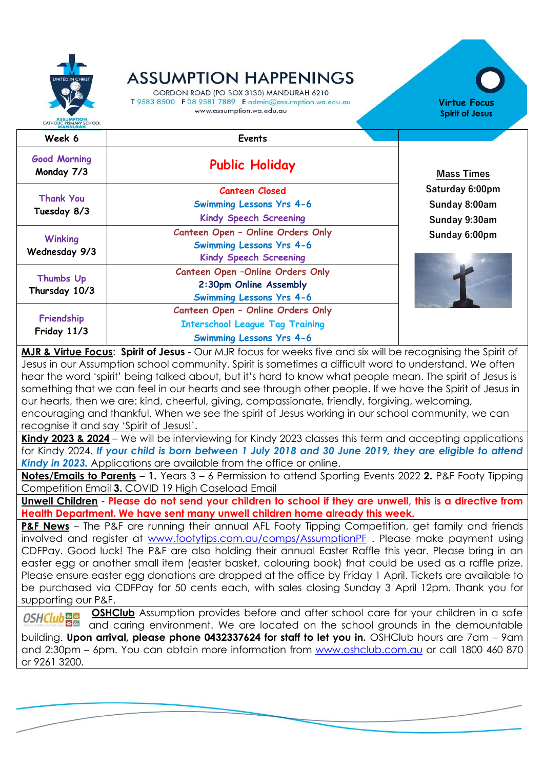# ASSUMPTION HAPPENINGS

GORDON ROAD (PO BOX 3130) MANDURAH 6210
T 9583 8500 F 08 9581 7889 E admin@assumption.wa.edu.au
www.assumption.wa.edu.au

**Virtue Focus**
**Spirit of Jesus**

| Week 6 | Events | |
|---|---|---|
| Good Morning<br>Monday 7/3 | Public Holiday | **Mass Times**<br>Saturday 6:00pm<br>Sunday 8:00am<br>Sunday 9:30am<br>Sunday 6:00pm |
| Thank You<br>Tuesday 8/3 | Canteen Closed<br>Swimming Lessons Yrs 4-6<br>Kindy Speech Screening | |
| Winking<br>Wednesday 9/3 | Canteen Open – Online Orders Only<br>Swimming Lessons Yrs 4-6<br>Kindy Speech Screening | |
| Thumbs Up<br>Thursday 10/3 | Canteen Open –Online Orders Only<br>2:30pm Online Assembly<br>Swimming Lessons Yrs 4-6 | |
| Friendship<br>Friday 11/3 | Canteen Open – Online Orders Only<br>Interschool League Tag Training<br>Swimming Lessons Yrs 4-6 | |

**MJR & Virtue Focus**: **Spirit of Jesus** - Our MJR focus for weeks five and six will be recognising the Spirit of Jesus in our Assumption school community. Spirit is sometimes a difficult word to understand. We often hear the word 'spirit' being talked about, but it's hard to know what people mean. The spirit of Jesus is something that we can feel in our hearts and see through other people. If we have the Spirit of Jesus in our hearts, then we are: kind, cheerful, giving, compassionate, friendly, forgiving, welcoming, encouraging and thankful. When we see the spirit of Jesus working in our school community, we can recognise it and say 'Spirit of Jesus!'.

**Kindy 2023 & 2024** – We will be interviewing for Kindy 2023 classes this term and accepting applications for Kindy 2024. ***If your child is born between 1 July 2018 and 30 June 2019, they are eligible to attend Kindy in 2023.*** Applications are available from the office or online.

**Notes/Emails to Parents** – **1.** Years 3 – 6 Permission to attend Sporting Events 2022 **2.** P&F Footy Tipping Competition Email **3.** COVID 19 High Caseload Email

**Unwell Children** - **Please do not send your children to school if they are unwell, this is a directive from Health Department. We have sent many unwell children home already this week.**

**P&F News** – The P&F are running their annual AFL Footy Tipping Competition, get family and friends involved and register at www.footytips.com.au/comps/AssumptionPF . Please make payment using CDFPay. Good luck! The P&F are also holding their annual Easter Raffle this year. Please bring in an easter egg or another small item (easter basket, colouring book) that could be used as a raffle prize. Please ensure easter egg donations are dropped at the office by Friday 1 April. Tickets are available to be purchased via CDFPay for 50 cents each, with sales closing Sunday 3 April 12pm. Thank you for supporting our P&F.

**OSHClub** Assumption provides before and after school care for your children in a safe and caring environment. We are located on the school grounds in the demountable building. **Upon arrival, please phone 0432337624 for staff to let you in.** OSHClub hours are 7am – 9am and 2:30pm – 6pm. You can obtain more information from www.oshclub.com.au or call 1800 460 870 or 9261 3200.